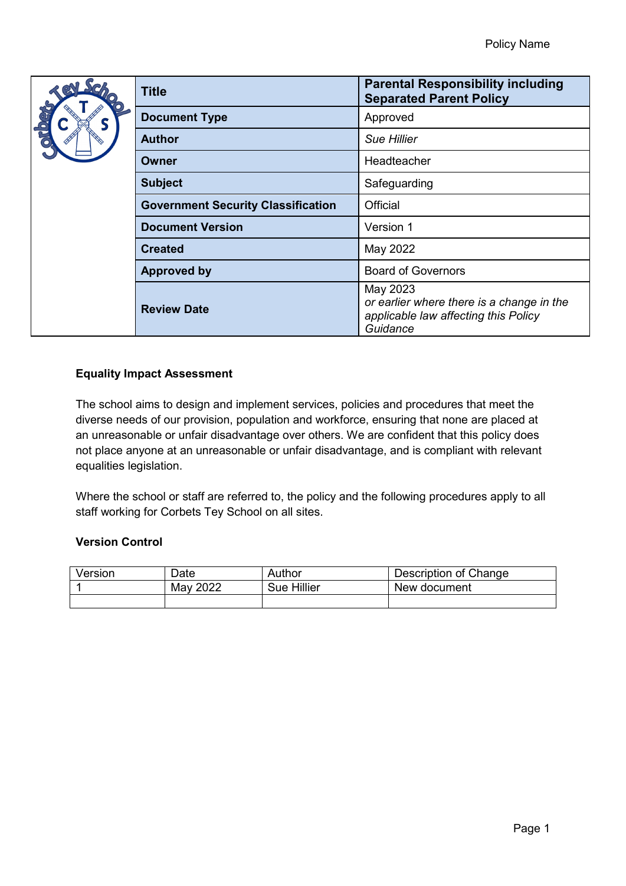| Title | Parental Responsibility including Separated Parent Policy |
|---|---|
| Document Type | Approved |
| Author | *Sue Hillier* |
| Owner | Headteacher |
| Subject | Safeguarding |
| Government Security Classification | Official |
| Document Version | Version 1 |
| Created | May 2022 |
| Approved by | Board of Governors |
| Review Date | May 2023 *or earlier where there is a change in the applicable law affecting this Policy Guidance* |

**Equality Impact Assessment**

The school aims to design and implement services, policies and procedures that meet the diverse needs of our provision, population and workforce, ensuring that none are placed at an unreasonable or unfair disadvantage over others. We are confident that this policy does not place anyone at an unreasonable or unfair disadvantage, and is compliant with relevant equalities legislation.

Where the school or staff are referred to, the policy and the following procedures apply to all staff working for Corbets Tey School on all sites.

**Version Control**

| Version | Date | Author | Description of Change |
|---|---|---|---|
| 1 | May 2022 | Sue Hillier | New document |
| | | | |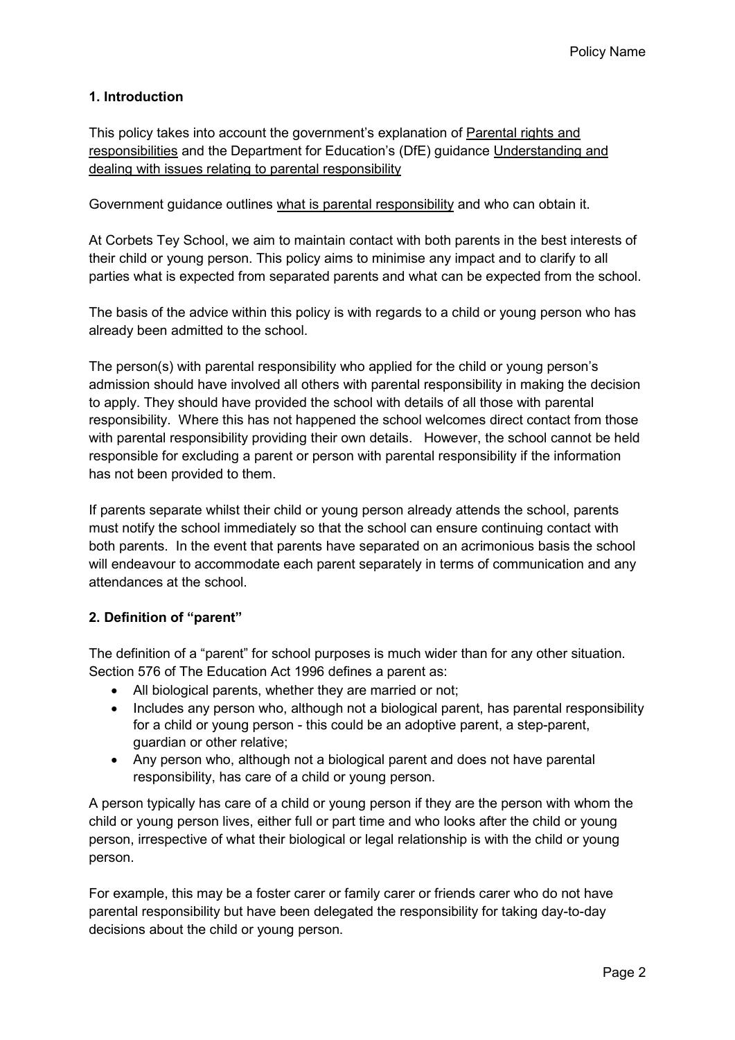## 1. Introduction

This policy takes into account the government's explanation of Parental rights and responsibilities and the Department for Education's (DfE) guidance Understanding and dealing with issues relating to parental responsibility

Government guidance outlines what is parental responsibility and who can obtain it.

At Corbets Tey School, we aim to maintain contact with both parents in the best interests of their child or young person. This policy aims to minimise any impact and to clarify to all parties what is expected from separated parents and what can be expected from the school.

The basis of the advice within this policy is with regards to a child or young person who has already been admitted to the school.

The person(s) with parental responsibility who applied for the child or young person's admission should have involved all others with parental responsibility in making the decision to apply. They should have provided the school with details of all those with parental responsibility. Where this has not happened the school welcomes direct contact from those with parental responsibility providing their own details. However, the school cannot be held responsible for excluding a parent or person with parental responsibility if the information has not been provided to them.

If parents separate whilst their child or young person already attends the school, parents must notify the school immediately so that the school can ensure continuing contact with both parents. In the event that parents have separated on an acrimonious basis the school will endeavour to accommodate each parent separately in terms of communication and any attendances at the school.

## 2. Definition of "parent"

The definition of a "parent" for school purposes is much wider than for any other situation. Section 576 of The Education Act 1996 defines a parent as:

- All biological parents, whether they are married or not;
- Includes any person who, although not a biological parent, has parental responsibility for a child or young person - this could be an adoptive parent, a step-parent, guardian or other relative;
- Any person who, although not a biological parent and does not have parental responsibility, has care of a child or young person.

A person typically has care of a child or young person if they are the person with whom the child or young person lives, either full or part time and who looks after the child or young person, irrespective of what their biological or legal relationship is with the child or young person.

For example, this may be a foster carer or family carer or friends carer who do not have parental responsibility but have been delegated the responsibility for taking day-to-day decisions about the child or young person.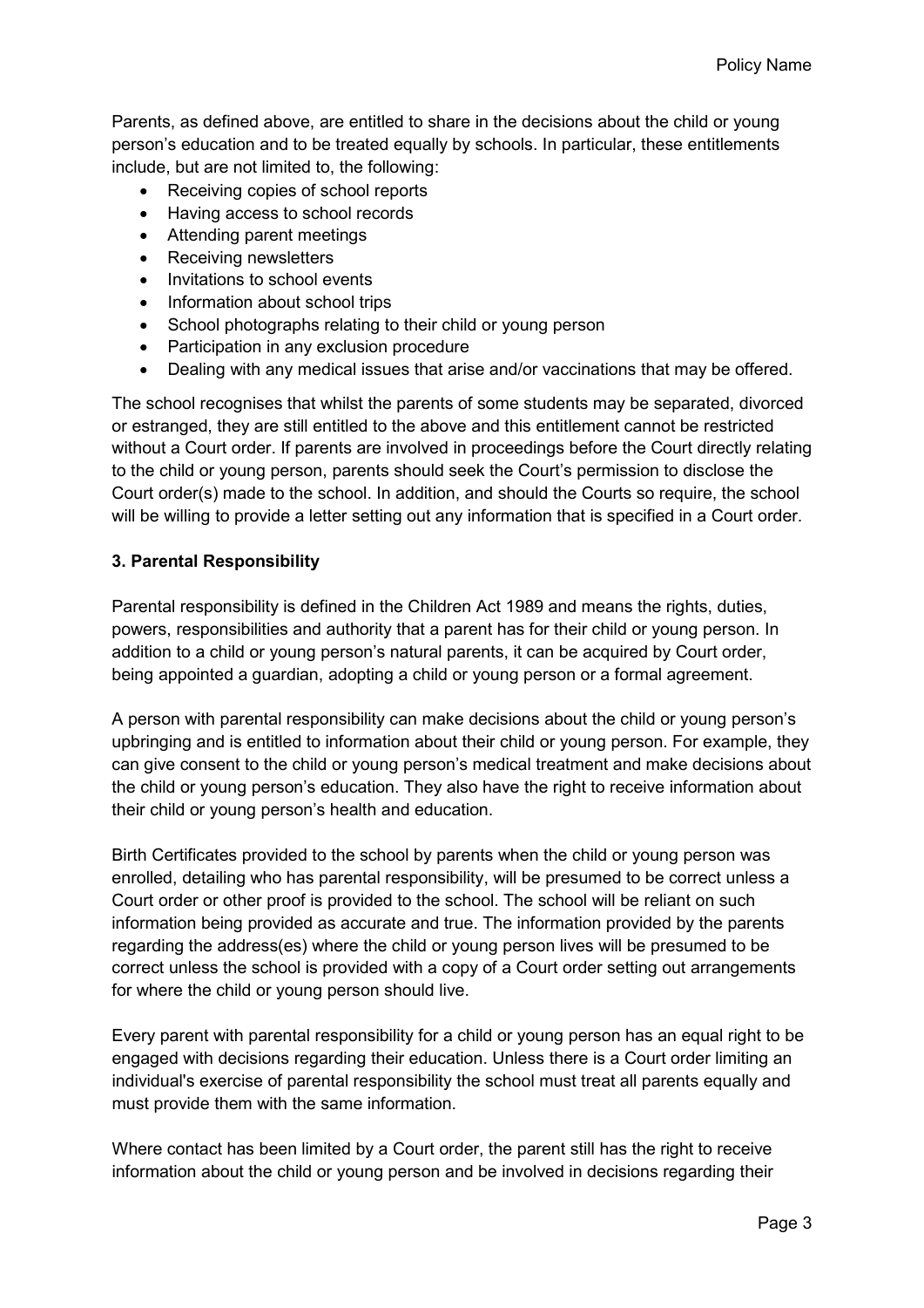Parents, as defined above, are entitled to share in the decisions about the child or young person's education and to be treated equally by schools. In particular, these entitlements include, but are not limited to, the following:

- Receiving copies of school reports
- Having access to school records
- Attending parent meetings
- Receiving newsletters
- Invitations to school events
- Information about school trips
- School photographs relating to their child or young person
- Participation in any exclusion procedure
- Dealing with any medical issues that arise and/or vaccinations that may be offered.

The school recognises that whilst the parents of some students may be separated, divorced or estranged, they are still entitled to the above and this entitlement cannot be restricted without a Court order. If parents are involved in proceedings before the Court directly relating to the child or young person, parents should seek the Court's permission to disclose the Court order(s) made to the school. In addition, and should the Courts so require, the school will be willing to provide a letter setting out any information that is specified in a Court order.

**3. Parental Responsibility**

Parental responsibility is defined in the Children Act 1989 and means the rights, duties, powers, responsibilities and authority that a parent has for their child or young person. In addition to a child or young person's natural parents, it can be acquired by Court order, being appointed a guardian, adopting a child or young person or a formal agreement.

A person with parental responsibility can make decisions about the child or young person's upbringing and is entitled to information about their child or young person. For example, they can give consent to the child or young person's medical treatment and make decisions about the child or young person's education. They also have the right to receive information about their child or young person's health and education.

Birth Certificates provided to the school by parents when the child or young person was enrolled, detailing who has parental responsibility, will be presumed to be correct unless a Court order or other proof is provided to the school. The school will be reliant on such information being provided as accurate and true. The information provided by the parents regarding the address(es) where the child or young person lives will be presumed to be correct unless the school is provided with a copy of a Court order setting out arrangements for where the child or young person should live.

Every parent with parental responsibility for a child or young person has an equal right to be engaged with decisions regarding their education. Unless there is a Court order limiting an individual's exercise of parental responsibility the school must treat all parents equally and must provide them with the same information.

Where contact has been limited by a Court order, the parent still has the right to receive information about the child or young person and be involved in decisions regarding their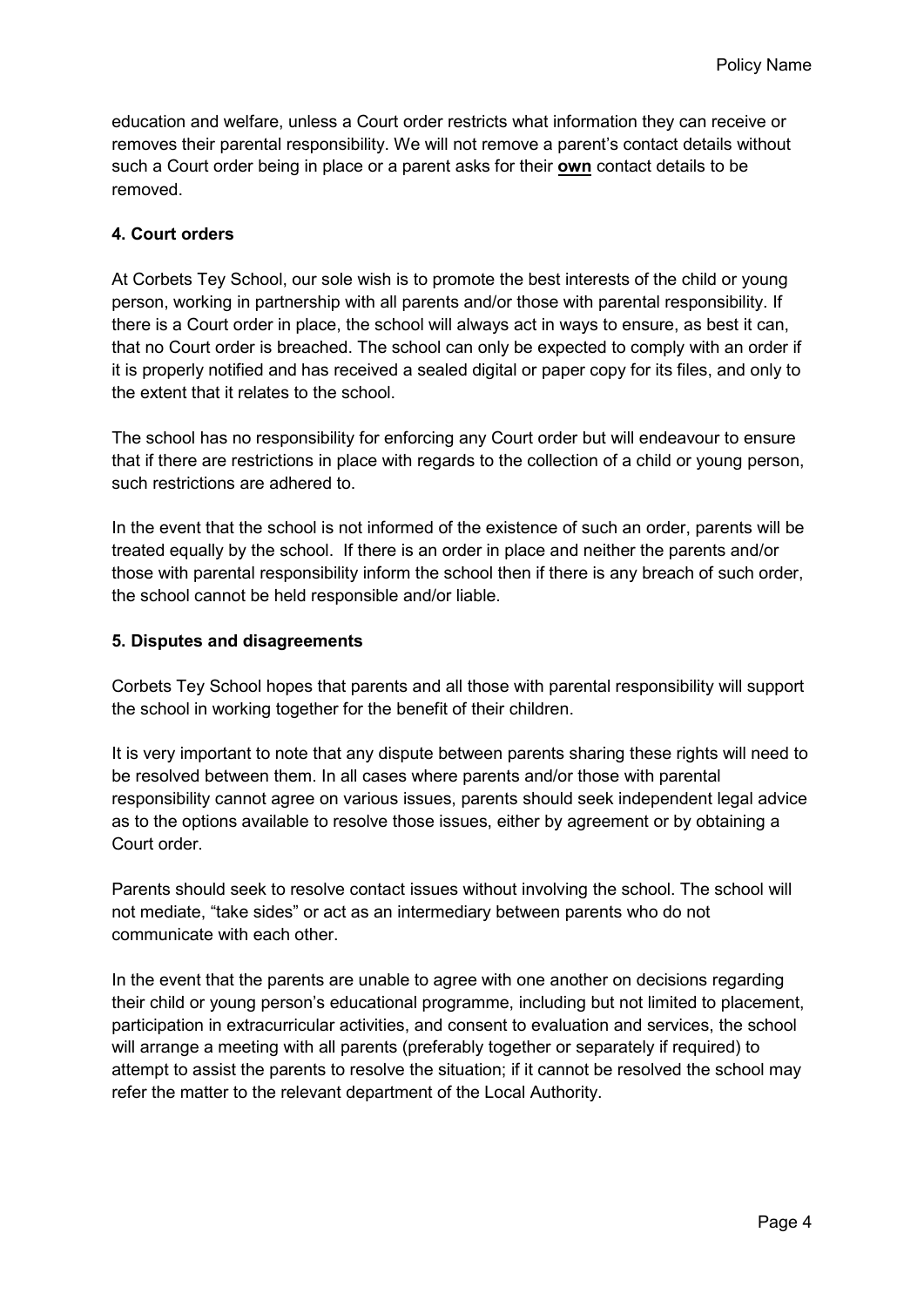education and welfare, unless a Court order restricts what information they can receive or removes their parental responsibility. We will not remove a parent's contact details without such a Court order being in place or a parent asks for their **own** contact details to be removed.

## 4. Court orders

At Corbets Tey School, our sole wish is to promote the best interests of the child or young person, working in partnership with all parents and/or those with parental responsibility. If there is a Court order in place, the school will always act in ways to ensure, as best it can, that no Court order is breached. The school can only be expected to comply with an order if it is properly notified and has received a sealed digital or paper copy for its files, and only to the extent that it relates to the school.

The school has no responsibility for enforcing any Court order but will endeavour to ensure that if there are restrictions in place with regards to the collection of a child or young person, such restrictions are adhered to.

In the event that the school is not informed of the existence of such an order, parents will be treated equally by the school. If there is an order in place and neither the parents and/or those with parental responsibility inform the school then if there is any breach of such order, the school cannot be held responsible and/or liable.

## 5. Disputes and disagreements

Corbets Tey School hopes that parents and all those with parental responsibility will support the school in working together for the benefit of their children.

It is very important to note that any dispute between parents sharing these rights will need to be resolved between them. In all cases where parents and/or those with parental responsibility cannot agree on various issues, parents should seek independent legal advice as to the options available to resolve those issues, either by agreement or by obtaining a Court order.

Parents should seek to resolve contact issues without involving the school. The school will not mediate, "take sides" or act as an intermediary between parents who do not communicate with each other.

In the event that the parents are unable to agree with one another on decisions regarding their child or young person's educational programme, including but not limited to placement, participation in extracurricular activities, and consent to evaluation and services, the school will arrange a meeting with all parents (preferably together or separately if required) to attempt to assist the parents to resolve the situation; if it cannot be resolved the school may refer the matter to the relevant department of the Local Authority.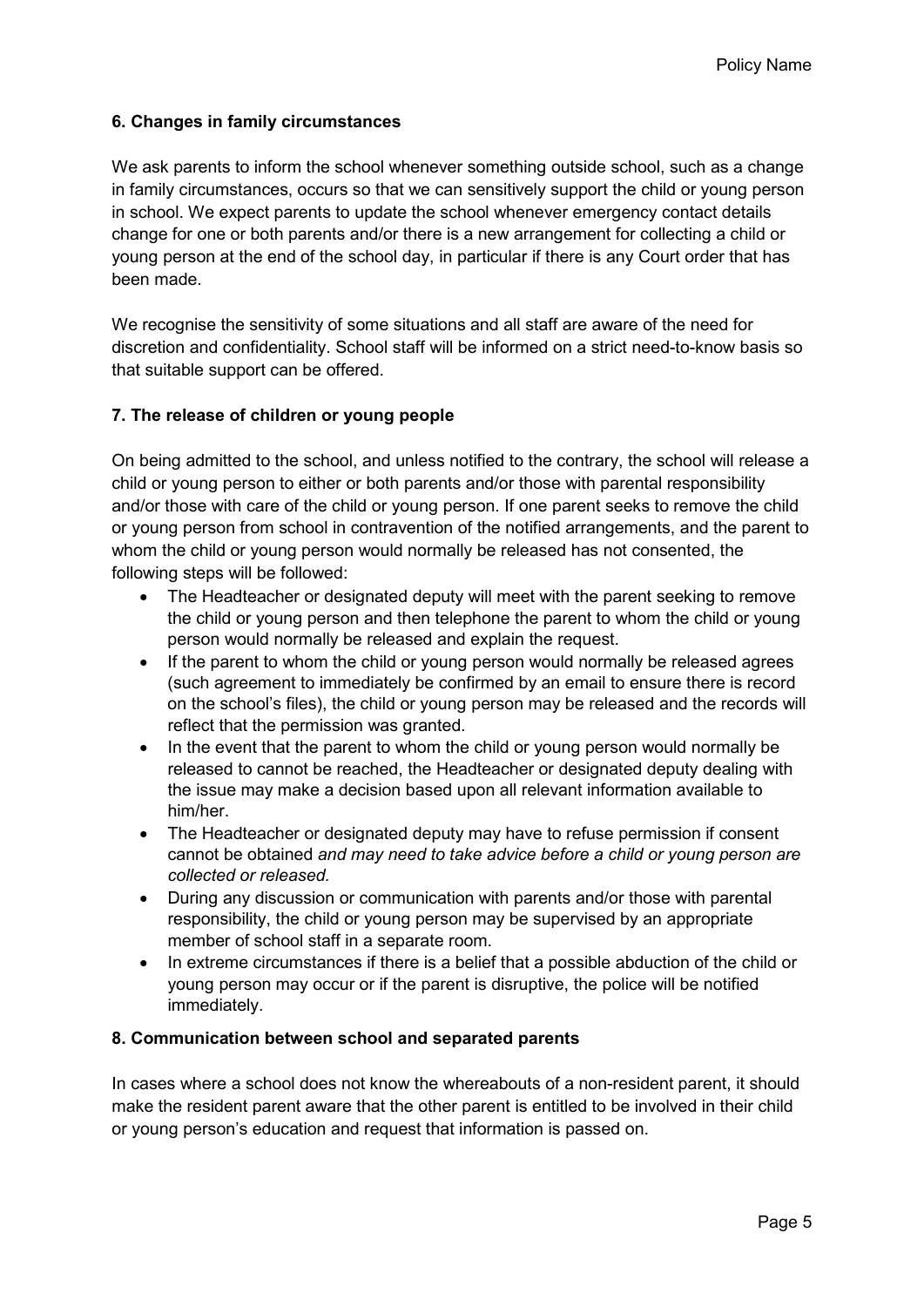## 6. Changes in family circumstances

We ask parents to inform the school whenever something outside school, such as a change in family circumstances, occurs so that we can sensitively support the child or young person in school. We expect parents to update the school whenever emergency contact details change for one or both parents and/or there is a new arrangement for collecting a child or young person at the end of the school day, in particular if there is any Court order that has been made.

We recognise the sensitivity of some situations and all staff are aware of the need for discretion and confidentiality. School staff will be informed on a strict need-to-know basis so that suitable support can be offered.

## 7. The release of children or young people

On being admitted to the school, and unless notified to the contrary, the school will release a child or young person to either or both parents and/or those with parental responsibility and/or those with care of the child or young person. If one parent seeks to remove the child or young person from school in contravention of the notified arrangements, and the parent to whom the child or young person would normally be released has not consented, the following steps will be followed:

- The Headteacher or designated deputy will meet with the parent seeking to remove the child or young person and then telephone the parent to whom the child or young person would normally be released and explain the request.
- If the parent to whom the child or young person would normally be released agrees (such agreement to immediately be confirmed by an email to ensure there is record on the school's files), the child or young person may be released and the records will reflect that the permission was granted.
- In the event that the parent to whom the child or young person would normally be released to cannot be reached, the Headteacher or designated deputy dealing with the issue may make a decision based upon all relevant information available to him/her.
- The Headteacher or designated deputy may have to refuse permission if consent cannot be obtained *and may need to take advice before a child or young person are collected or released.*
- During any discussion or communication with parents and/or those with parental responsibility, the child or young person may be supervised by an appropriate member of school staff in a separate room.
- In extreme circumstances if there is a belief that a possible abduction of the child or young person may occur or if the parent is disruptive, the police will be notified immediately.

## 8. Communication between school and separated parents

In cases where a school does not know the whereabouts of a non-resident parent, it should make the resident parent aware that the other parent is entitled to be involved in their child or young person's education and request that information is passed on.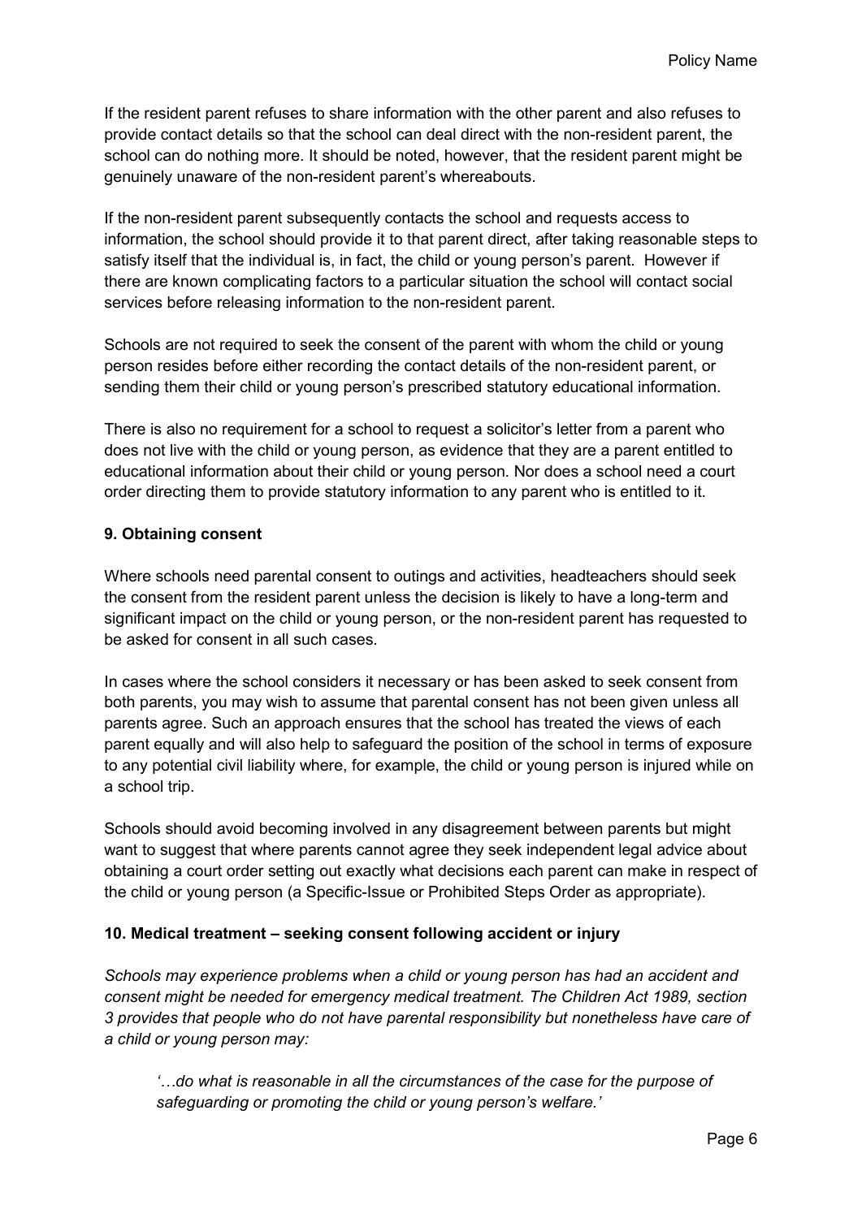If the resident parent refuses to share information with the other parent and also refuses to provide contact details so that the school can deal direct with the non-resident parent, the school can do nothing more. It should be noted, however, that the resident parent might be genuinely unaware of the non-resident parent's whereabouts.

If the non-resident parent subsequently contacts the school and requests access to information, the school should provide it to that parent direct, after taking reasonable steps to satisfy itself that the individual is, in fact, the child or young person's parent. However if there are known complicating factors to a particular situation the school will contact social services before releasing information to the non-resident parent.

Schools are not required to seek the consent of the parent with whom the child or young person resides before either recording the contact details of the non-resident parent, or sending them their child or young person's prescribed statutory educational information.

There is also no requirement for a school to request a solicitor's letter from a parent who does not live with the child or young person, as evidence that they are a parent entitled to educational information about their child or young person. Nor does a school need a court order directing them to provide statutory information to any parent who is entitled to it.

## 9. Obtaining consent

Where schools need parental consent to outings and activities, headteachers should seek the consent from the resident parent unless the decision is likely to have a long-term and significant impact on the child or young person, or the non-resident parent has requested to be asked for consent in all such cases.

In cases where the school considers it necessary or has been asked to seek consent from both parents, you may wish to assume that parental consent has not been given unless all parents agree. Such an approach ensures that the school has treated the views of each parent equally and will also help to safeguard the position of the school in terms of exposure to any potential civil liability where, for example, the child or young person is injured while on a school trip.

Schools should avoid becoming involved in any disagreement between parents but might want to suggest that where parents cannot agree they seek independent legal advice about obtaining a court order setting out exactly what decisions each parent can make in respect of the child or young person (a Specific-Issue or Prohibited Steps Order as appropriate).

## 10. Medical treatment – seeking consent following accident or injury

*Schools may experience problems when a child or young person has had an accident and consent might be needed for emergency medical treatment. The Children Act 1989, section 3 provides that people who do not have parental responsibility but nonetheless have care of a child or young person may:*

> *'…do what is reasonable in all the circumstances of the case for the purpose of safeguarding or promoting the child or young person's welfare.'*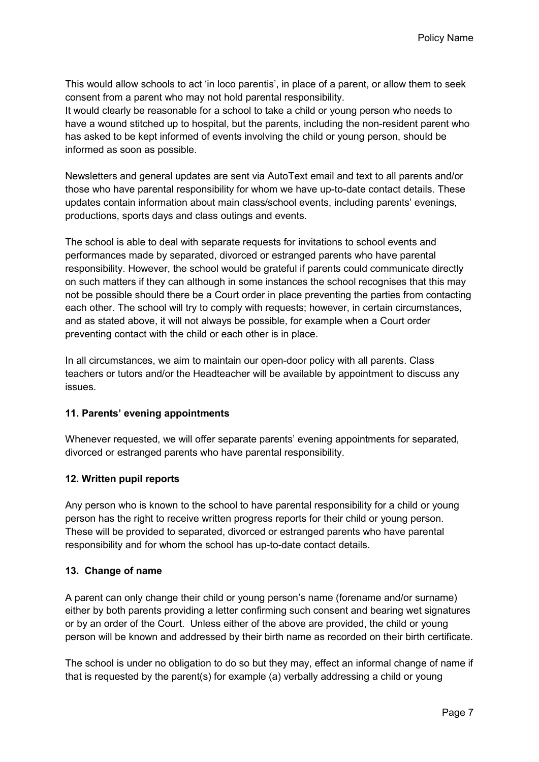This would allow schools to act 'in loco parentis', in place of a parent, or allow them to seek consent from a parent who may not hold parental responsibility.
It would clearly be reasonable for a school to take a child or young person who needs to have a wound stitched up to hospital, but the parents, including the non-resident parent who has asked to be kept informed of events involving the child or young person, should be informed as soon as possible.

Newsletters and general updates are sent via AutoText email and text to all parents and/or those who have parental responsibility for whom we have up-to-date contact details. These updates contain information about main class/school events, including parents' evenings, productions, sports days and class outings and events.

The school is able to deal with separate requests for invitations to school events and performances made by separated, divorced or estranged parents who have parental responsibility. However, the school would be grateful if parents could communicate directly on such matters if they can although in some instances the school recognises that this may not be possible should there be a Court order in place preventing the parties from contacting each other. The school will try to comply with requests; however, in certain circumstances, and as stated above, it will not always be possible, for example when a Court order preventing contact with the child or each other is in place.

In all circumstances, we aim to maintain our open-door policy with all parents. Class teachers or tutors and/or the Headteacher will be available by appointment to discuss any issues.

**11. Parents' evening appointments**

Whenever requested, we will offer separate parents' evening appointments for separated, divorced or estranged parents who have parental responsibility.

**12. Written pupil reports**

Any person who is known to the school to have parental responsibility for a child or young person has the right to receive written progress reports for their child or young person. These will be provided to separated, divorced or estranged parents who have parental responsibility and for whom the school has up-to-date contact details.

**13. Change of name**

A parent can only change their child or young person's name (forename and/or surname) either by both parents providing a letter confirming such consent and bearing wet signatures or by an order of the Court. Unless either of the above are provided, the child or young person will be known and addressed by their birth name as recorded on their birth certificate.

The school is under no obligation to do so but they may, effect an informal change of name if that is requested by the parent(s) for example (a) verbally addressing a child or young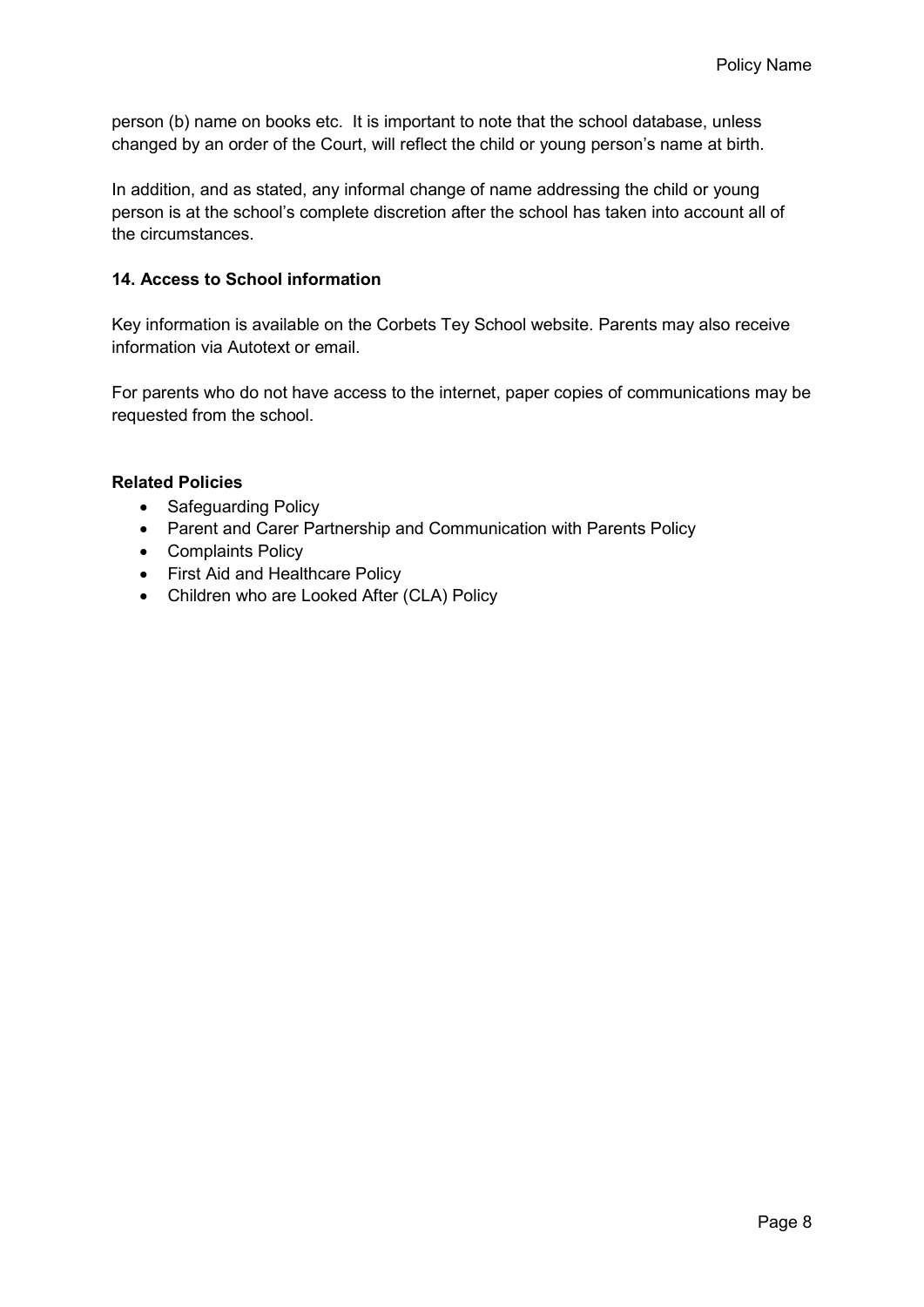person (b) name on books etc. It is important to note that the school database, unless changed by an order of the Court, will reflect the child or young person's name at birth.

In addition, and as stated, any informal change of name addressing the child or young person is at the school's complete discretion after the school has taken into account all of the circumstances.

### 14. Access to School information

Key information is available on the Corbets Tey School website. Parents may also receive information via Autotext or email.

For parents who do not have access to the internet, paper copies of communications may be requested from the school.

**Related Policies**

- Safeguarding Policy
- Parent and Carer Partnership and Communication with Parents Policy
- Complaints Policy
- First Aid and Healthcare Policy
- Children who are Looked After (CLA) Policy